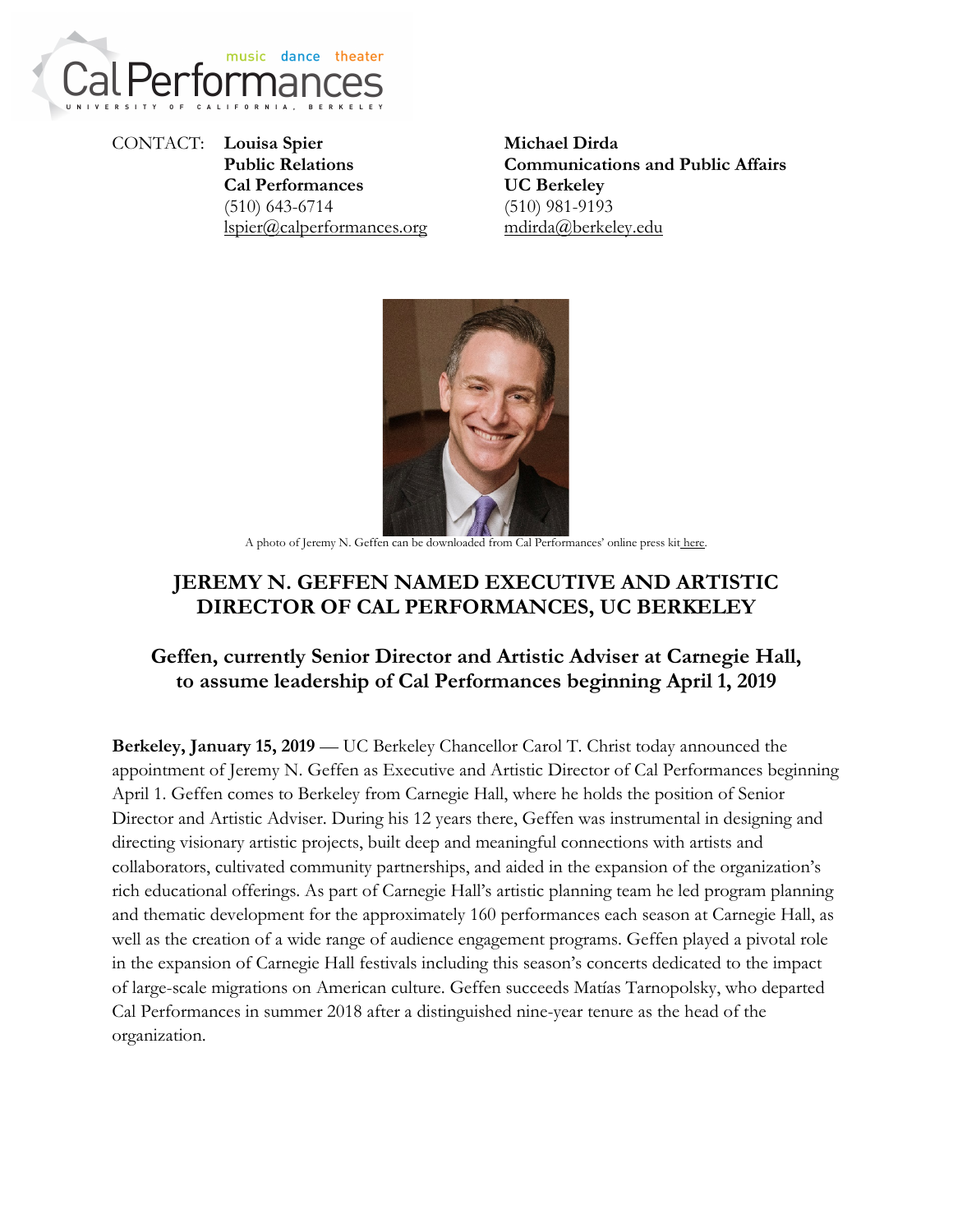CONTACT: **Louisa Spier**
**Public Relations**
**Cal Performances**
(510) 643-6714
lspier@calperformances.org

**Michael Dirda**
**Communications and Public Affairs**
**UC Berkeley**
(510) 981-9193
mdirda@berkeley.edu

A photo of Jeremy N. Geffen can be downloaded from Cal Performances' online press kit here.

# JEREMY N. GEFFEN NAMED EXECUTIVE AND ARTISTIC DIRECTOR OF CAL PERFORMANCES, UC BERKELEY

## Geffen, currently Senior Director and Artistic Adviser at Carnegie Hall, to assume leadership of Cal Performances beginning April 1, 2019

**Berkeley, January 15, 2019** — UC Berkeley Chancellor Carol T. Christ today announced the appointment of Jeremy N. Geffen as Executive and Artistic Director of Cal Performances beginning April 1. Geffen comes to Berkeley from Carnegie Hall, where he holds the position of Senior Director and Artistic Adviser. During his 12 years there, Geffen was instrumental in designing and directing visionary artistic projects, built deep and meaningful connections with artists and collaborators, cultivated community partnerships, and aided in the expansion of the organization's rich educational offerings. As part of Carnegie Hall's artistic planning team he led program planning and thematic development for the approximately 160 performances each season at Carnegie Hall, as well as the creation of a wide range of audience engagement programs. Geffen played a pivotal role in the expansion of Carnegie Hall festivals including this season's concerts dedicated to the impact of large-scale migrations on American culture. Geffen succeeds Matías Tarnopolsky, who departed Cal Performances in summer 2018 after a distinguished nine-year tenure as the head of the organization.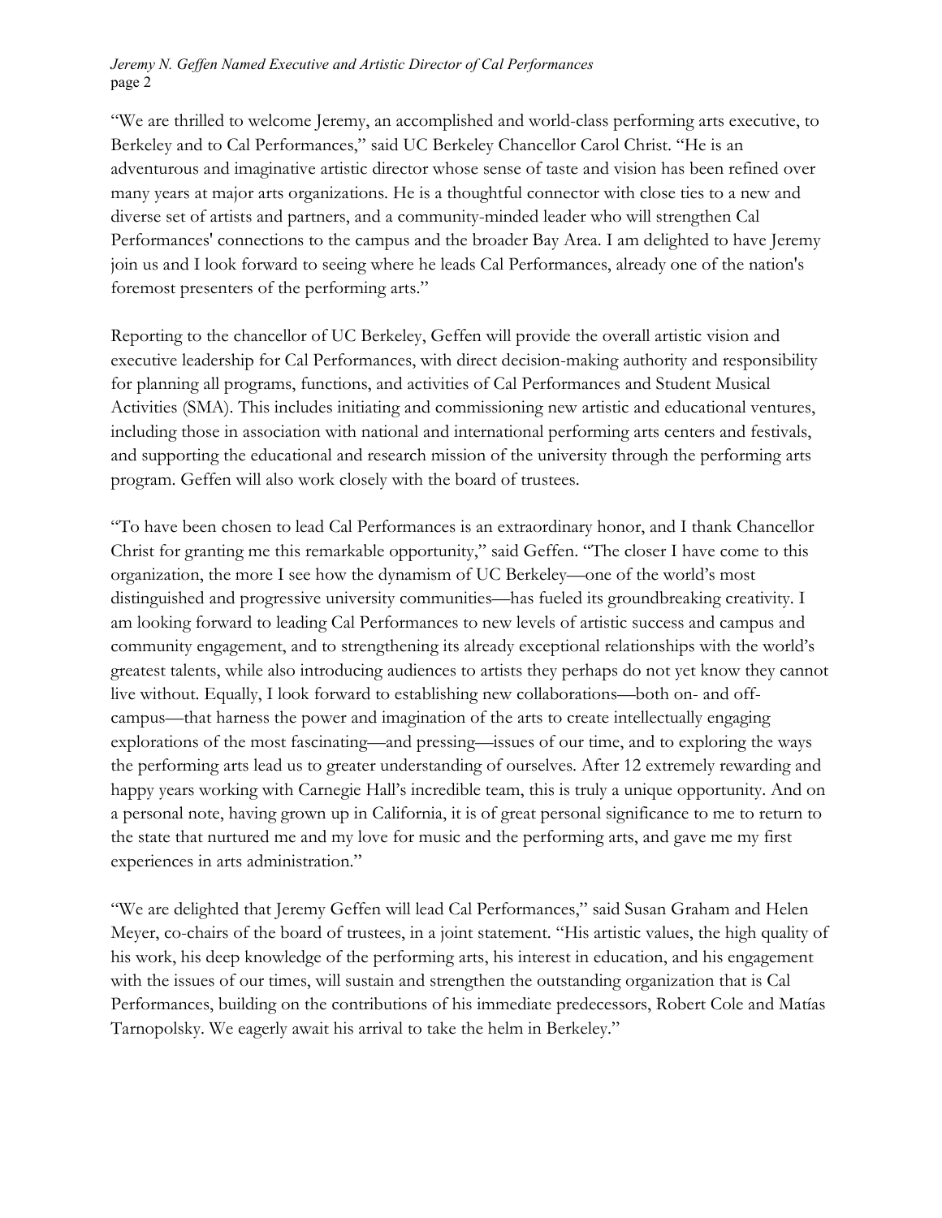"We are thrilled to welcome Jeremy, an accomplished and world-class performing arts executive, to Berkeley and to Cal Performances," said UC Berkeley Chancellor Carol Christ. "He is an adventurous and imaginative artistic director whose sense of taste and vision has been refined over many years at major arts organizations. He is a thoughtful connector with close ties to a new and diverse set of artists and partners, and a community-minded leader who will strengthen Cal Performances' connections to the campus and the broader Bay Area. I am delighted to have Jeremy join us and I look forward to seeing where he leads Cal Performances, already one of the nation's foremost presenters of the performing arts."

Reporting to the chancellor of UC Berkeley, Geffen will provide the overall artistic vision and executive leadership for Cal Performances, with direct decision-making authority and responsibility for planning all programs, functions, and activities of Cal Performances and Student Musical Activities (SMA). This includes initiating and commissioning new artistic and educational ventures, including those in association with national and international performing arts centers and festivals, and supporting the educational and research mission of the university through the performing arts program. Geffen will also work closely with the board of trustees.

"To have been chosen to lead Cal Performances is an extraordinary honor, and I thank Chancellor Christ for granting me this remarkable opportunity," said Geffen. "The closer I have come to this organization, the more I see how the dynamism of UC Berkeley—one of the world's most distinguished and progressive university communities—has fueled its groundbreaking creativity. I am looking forward to leading Cal Performances to new levels of artistic success and campus and community engagement, and to strengthening its already exceptional relationships with the world's greatest talents, while also introducing audiences to artists they perhaps do not yet know they cannot live without. Equally, I look forward to establishing new collaborations—both on- and off-campus—that harness the power and imagination of the arts to create intellectually engaging explorations of the most fascinating—and pressing—issues of our time, and to exploring the ways the performing arts lead us to greater understanding of ourselves. After 12 extremely rewarding and happy years working with Carnegie Hall's incredible team, this is truly a unique opportunity. And on a personal note, having grown up in California, it is of great personal significance to me to return to the state that nurtured me and my love for music and the performing arts, and gave me my first experiences in arts administration."

"We are delighted that Jeremy Geffen will lead Cal Performances," said Susan Graham and Helen Meyer, co-chairs of the board of trustees, in a joint statement. "His artistic values, the high quality of his work, his deep knowledge of the performing arts, his interest in education, and his engagement with the issues of our times, will sustain and strengthen the outstanding organization that is Cal Performances, building on the contributions of his immediate predecessors, Robert Cole and Matías Tarnopolsky. We eagerly await his arrival to take the helm in Berkeley."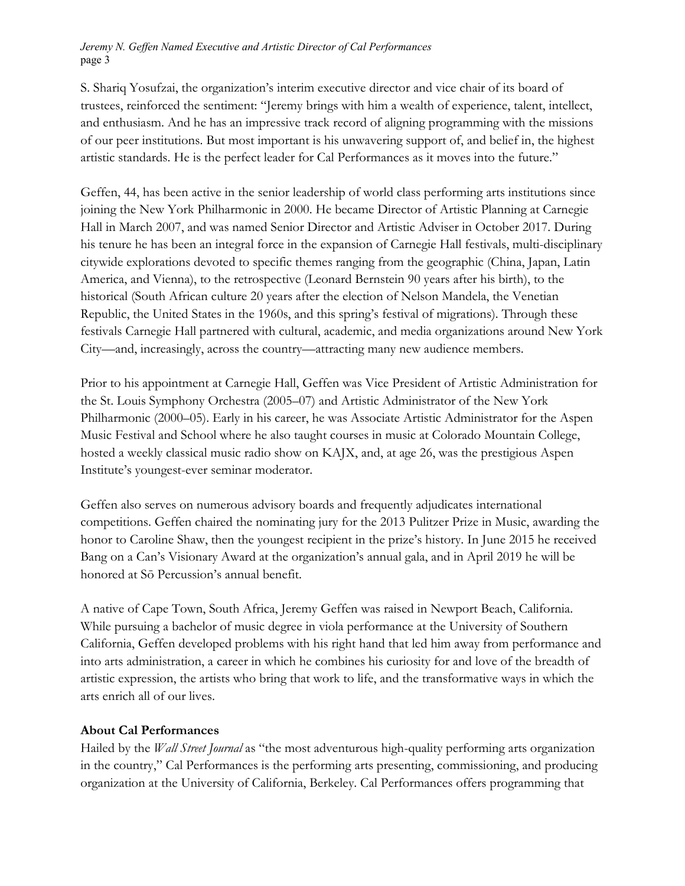S. Shariq Yosufzai, the organization's interim executive director and vice chair of its board of trustees, reinforced the sentiment: "Jeremy brings with him a wealth of experience, talent, intellect, and enthusiasm. And he has an impressive track record of aligning programming with the missions of our peer institutions. But most important is his unwavering support of, and belief in, the highest artistic standards. He is the perfect leader for Cal Performances as it moves into the future."

Geffen, 44, has been active in the senior leadership of world class performing arts institutions since joining the New York Philharmonic in 2000. He became Director of Artistic Planning at Carnegie Hall in March 2007, and was named Senior Director and Artistic Adviser in October 2017. During his tenure he has been an integral force in the expansion of Carnegie Hall festivals, multi-disciplinary citywide explorations devoted to specific themes ranging from the geographic (China, Japan, Latin America, and Vienna), to the retrospective (Leonard Bernstein 90 years after his birth), to the historical (South African culture 20 years after the election of Nelson Mandela, the Venetian Republic, the United States in the 1960s, and this spring's festival of migrations). Through these festivals Carnegie Hall partnered with cultural, academic, and media organizations around New York City—and, increasingly, across the country—attracting many new audience members.

Prior to his appointment at Carnegie Hall, Geffen was Vice President of Artistic Administration for the St. Louis Symphony Orchestra (2005–07) and Artistic Administrator of the New York Philharmonic (2000–05). Early in his career, he was Associate Artistic Administrator for the Aspen Music Festival and School where he also taught courses in music at Colorado Mountain College, hosted a weekly classical music radio show on KAJX, and, at age 26, was the prestigious Aspen Institute's youngest-ever seminar moderator.

Geffen also serves on numerous advisory boards and frequently adjudicates international competitions. Geffen chaired the nominating jury for the 2013 Pulitzer Prize in Music, awarding the honor to Caroline Shaw, then the youngest recipient in the prize's history. In June 2015 he received Bang on a Can's Visionary Award at the organization's annual gala, and in April 2019 he will be honored at Sō Percussion's annual benefit.

A native of Cape Town, South Africa, Jeremy Geffen was raised in Newport Beach, California. While pursuing a bachelor of music degree in viola performance at the University of Southern California, Geffen developed problems with his right hand that led him away from performance and into arts administration, a career in which he combines his curiosity for and love of the breadth of artistic expression, the artists who bring that work to life, and the transformative ways in which the arts enrich all of our lives.

**About Cal Performances**

Hailed by the *Wall Street Journal* as "the most adventurous high-quality performing arts organization in the country," Cal Performances is the performing arts presenting, commissioning, and producing organization at the University of California, Berkeley. Cal Performances offers programming that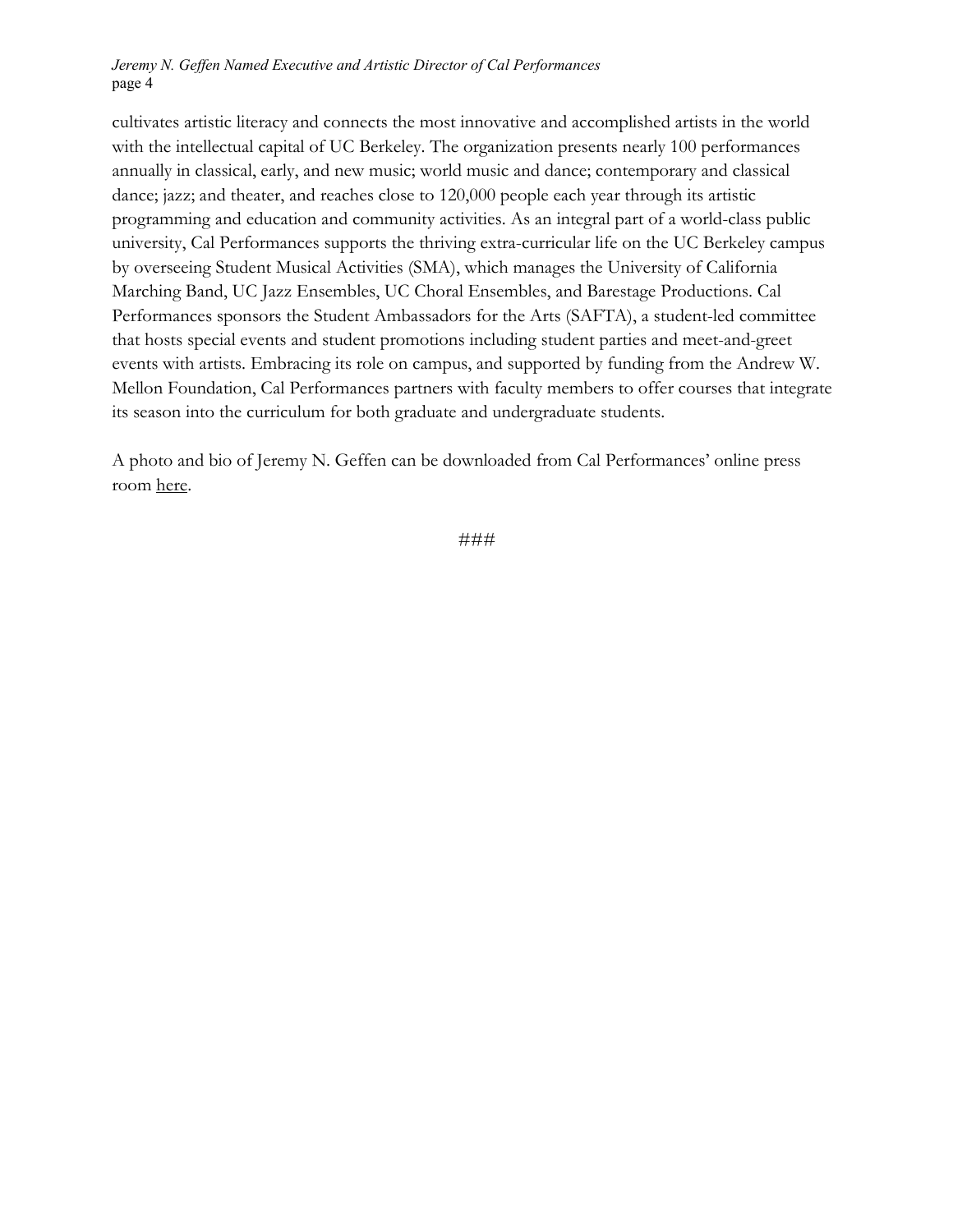cultivates artistic literacy and connects the most innovative and accomplished artists in the world with the intellectual capital of UC Berkeley. The organization presents nearly 100 performances annually in classical, early, and new music; world music and dance; contemporary and classical dance; jazz; and theater, and reaches close to 120,000 people each year through its artistic programming and education and community activities. As an integral part of a world-class public university, Cal Performances supports the thriving extra-curricular life on the UC Berkeley campus by overseeing Student Musical Activities (SMA), which manages the University of California Marching Band, UC Jazz Ensembles, UC Choral Ensembles, and Barestage Productions. Cal Performances sponsors the Student Ambassadors for the Arts (SAFTA), a student-led committee that hosts special events and student promotions including student parties and meet-and-greet events with artists. Embracing its role on campus, and supported by funding from the Andrew W. Mellon Foundation, Cal Performances partners with faculty members to offer courses that integrate its season into the curriculum for both graduate and undergraduate students.

A photo and bio of Jeremy N. Geffen can be downloaded from Cal Performances' online press room here.

###